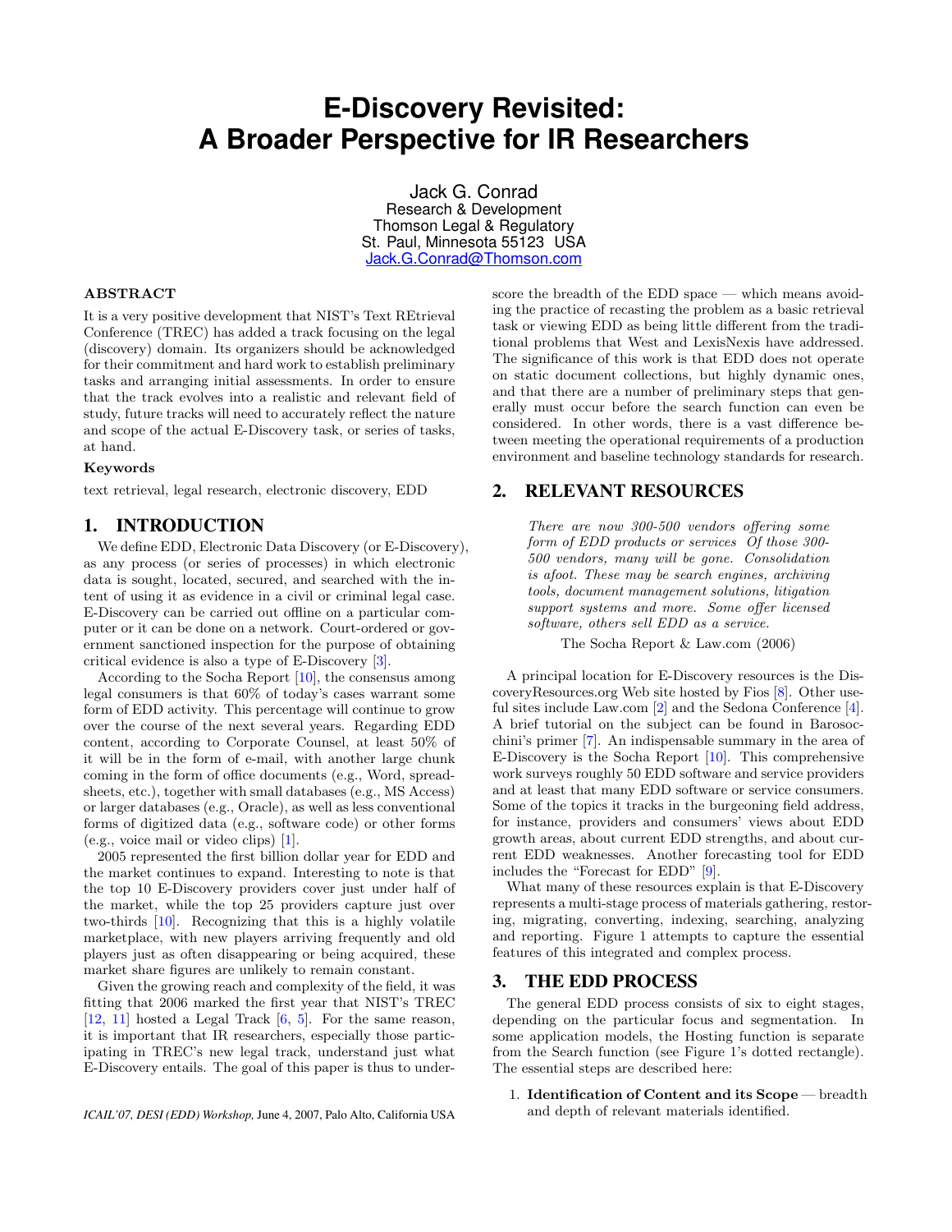# E-Discovery Revisited: A Broader Perspective for IR Researchers

Jack G. Conrad
Research & Development
Thomson Legal & Regulatory
St. Paul, Minnesota 55123 USA
Jack.G.Conrad@Thomson.com

## ABSTRACT

It is a very positive development that NIST's Text REtrieval Conference (TREC) has added a track focusing on the legal (discovery) domain. Its organizers should be acknowledged for their commitment and hard work to establish preliminary tasks and arranging initial assessments. In order to ensure that the track evolves into a realistic and relevant field of study, future tracks will need to accurately reflect the nature and scope of the actual E-Discovery task, or series of tasks, at hand.

### Keywords

text retrieval, legal research, electronic discovery, EDD

## 1. INTRODUCTION

We define EDD, Electronic Data Discovery (or E-Discovery), as any process (or series of processes) in which electronic data is sought, located, secured, and searched with the intent of using it as evidence in a civil or criminal legal case. E-Discovery can be carried out offline on a particular computer or it can be done on a network. Court-ordered or government sanctioned inspection for the purpose of obtaining critical evidence is also a type of E-Discovery [3].

According to the Socha Report [10], the consensus among legal consumers is that 60% of today's cases warrant some form of EDD activity. This percentage will continue to grow over the course of the next several years. Regarding EDD content, according to Corporate Counsel, at least 50% of it will be in the form of e-mail, with another large chunk coming in the form of office documents (e.g., Word, spreadsheets, etc.), together with small databases (e.g., MS Access) or larger databases (e.g., Oracle), as well as less conventional forms of digitized data (e.g., software code) or other forms (e.g., voice mail or video clips) [1].

2005 represented the first billion dollar year for EDD and the market continues to expand. Interesting to note is that the top 10 E-Discovery providers cover just under half of the market, while the top 25 providers capture just over two-thirds [10]. Recognizing that this is a highly volatile marketplace, with new players arriving frequently and old players just as often disappearing or being acquired, these market share figures are unlikely to remain constant.

Given the growing reach and complexity of the field, it was fitting that 2006 marked the first year that NIST's TREC [12, 11] hosted a Legal Track [6, 5]. For the same reason, it is important that IR researchers, especially those participating in TREC's new legal track, understand just what E-Discovery entails. The goal of this paper is thus to underscore the breadth of the EDD space — which means avoiding the practice of recasting the problem as a basic retrieval task or viewing EDD as being little different from the traditional problems that West and LexisNexis have addressed. The significance of this work is that EDD does not operate on static document collections, but highly dynamic ones, and that there are a number of preliminary steps that generally must occur before the search function can even be considered. In other words, there is a vast difference between meeting the operational requirements of a production environment and baseline technology standards for research.

*ICAIL'07, DESI (EDD) Workshop,* June 4, 2007, Palo Alto, California USA

## 2. RELEVANT RESOURCES

> *There are now 300-500 vendors offering some form of EDD products or services Of those 300-500 vendors, many will be gone. Consolidation is afoot. These may be search engines, archiving tools, document management solutions, litigation support systems and more. Some offer licensed software, others sell EDD as a service.*
>
> The Socha Report & Law.com (2006)

A principal location for E-Discovery resources is the DiscoveryResources.org Web site hosted by Fios [8]. Other useful sites include Law.com [2] and the Sedona Conference [4]. A brief tutorial on the subject can be found in Barosocchini's primer [7]. An indispensable summary in the area of E-Discovery is the Socha Report [10]. This comprehensive work surveys roughly 50 EDD software and service providers and at least that many EDD software or service consumers. Some of the topics it tracks in the burgeoning field address, for instance, providers and consumers' views about EDD growth areas, about current EDD strengths, and about current EDD weaknesses. Another forecasting tool for EDD includes the "Forecast for EDD" [9].

What many of these resources explain is that E-Discovery represents a multi-stage process of materials gathering, restoring, migrating, converting, indexing, searching, analyzing and reporting. Figure 1 attempts to capture the essential features of this integrated and complex process.

## 3. THE EDD PROCESS

The general EDD process consists of six to eight stages, depending on the particular focus and segmentation. In some application models, the Hosting function is separate from the Search function (see Figure 1's dotted rectangle). The essential steps are described here:

1. **Identification of Content and its Scope** — breadth and depth of relevant materials identified.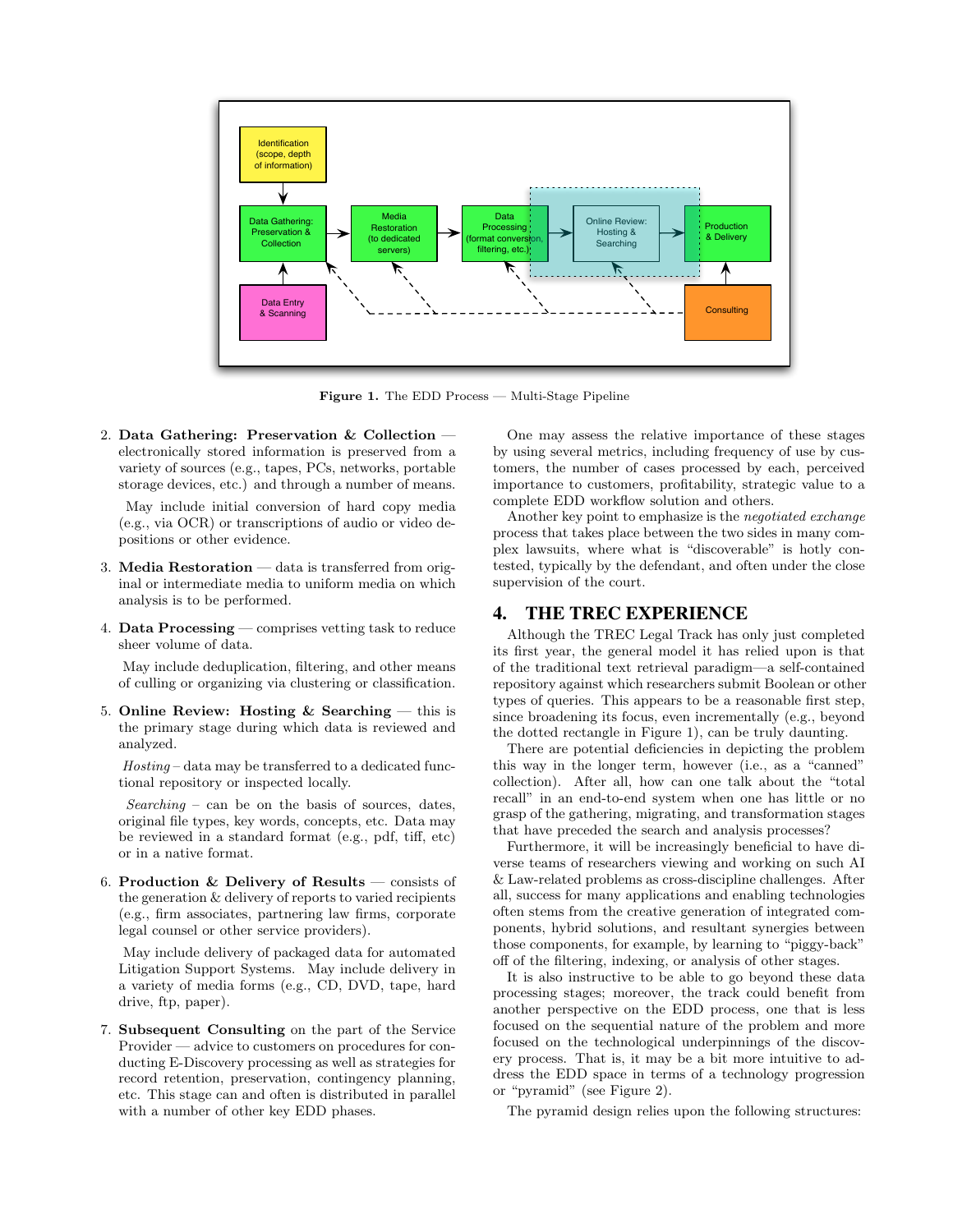**Figure 1.** The EDD Process — Multi-Stage Pipeline

2. **Data Gathering: Preservation & Collection** — electronically stored information is preserved from a variety of sources (e.g., tapes, PCs, networks, portable storage devices, etc.) and through a number of means.

   May include initial conversion of hard copy media (e.g., via OCR) or transcriptions of audio or video depositions or other evidence.

3. **Media Restoration** — data is transferred from original or intermediate media to uniform media on which analysis is to be performed.

4. **Data Processing** — comprises vetting task to reduce sheer volume of data.

   May include deduplication, filtering, and other means of culling or organizing via clustering or classification.

5. **Online Review: Hosting & Searching** — this is the primary stage during which data is reviewed and analyzed.

   *Hosting* – data may be transferred to a dedicated functional repository or inspected locally.

   *Searching* – can be on the basis of sources, dates, original file types, key words, concepts, etc. Data may be reviewed in a standard format (e.g., pdf, tiff, etc) or in a native format.

6. **Production & Delivery of Results** — consists of the generation & delivery of reports to varied recipients (e.g., firm associates, partnering law firms, corporate legal counsel or other service providers).

   May include delivery of packaged data for automated Litigation Support Systems. May include delivery in a variety of media forms (e.g., CD, DVD, tape, hard drive, ftp, paper).

7. **Subsequent Consulting** on the part of the Service Provider — advice to customers on procedures for conducting E-Discovery processing as well as strategies for record retention, preservation, contingency planning, etc. This stage can and often is distributed in parallel with a number of other key EDD phases.

One may assess the relative importance of these stages by using several metrics, including frequency of use by customers, the number of cases processed by each, perceived importance to customers, profitability, strategic value to a complete EDD workflow solution and others.

Another key point to emphasize is the *negotiated exchange* process that takes place between the two sides in many complex lawsuits, where what is "discoverable" is hotly contested, typically by the defendant, and often under the close supervision of the court.

## 4. THE TREC EXPERIENCE

Although the TREC Legal Track has only just completed its first year, the general model it has relied upon is that of the traditional text retrieval paradigm—a self-contained repository against which researchers submit Boolean or other types of queries. This appears to be a reasonable first step, since broadening its focus, even incrementally (e.g., beyond the dotted rectangle in Figure 1), can be truly daunting.

There are potential deficiencies in depicting the problem this way in the longer term, however (i.e., as a "canned" collection). After all, how can one talk about the "total recall" in an end-to-end system when one has little or no grasp of the gathering, migrating, and transformation stages that have preceded the search and analysis processes?

Furthermore, it will be increasingly beneficial to have diverse teams of researchers viewing and working on such AI & Law-related problems as cross-discipline challenges. After all, success for many applications and enabling technologies often stems from the creative generation of integrated components, hybrid solutions, and resultant synergies between those components, for example, by learning to "piggy-back" off of the filtering, indexing, or analysis of other stages.

It is also instructive to be able to go beyond these data processing stages; moreover, the track could benefit from another perspective on the EDD process, one that is less focused on the sequential nature of the problem and more focused on the technological underpinnings of the discovery process. That is, it may be a bit more intuitive to address the EDD space in terms of a technology progression or "pyramid" (see Figure 2).

The pyramid design relies upon the following structures: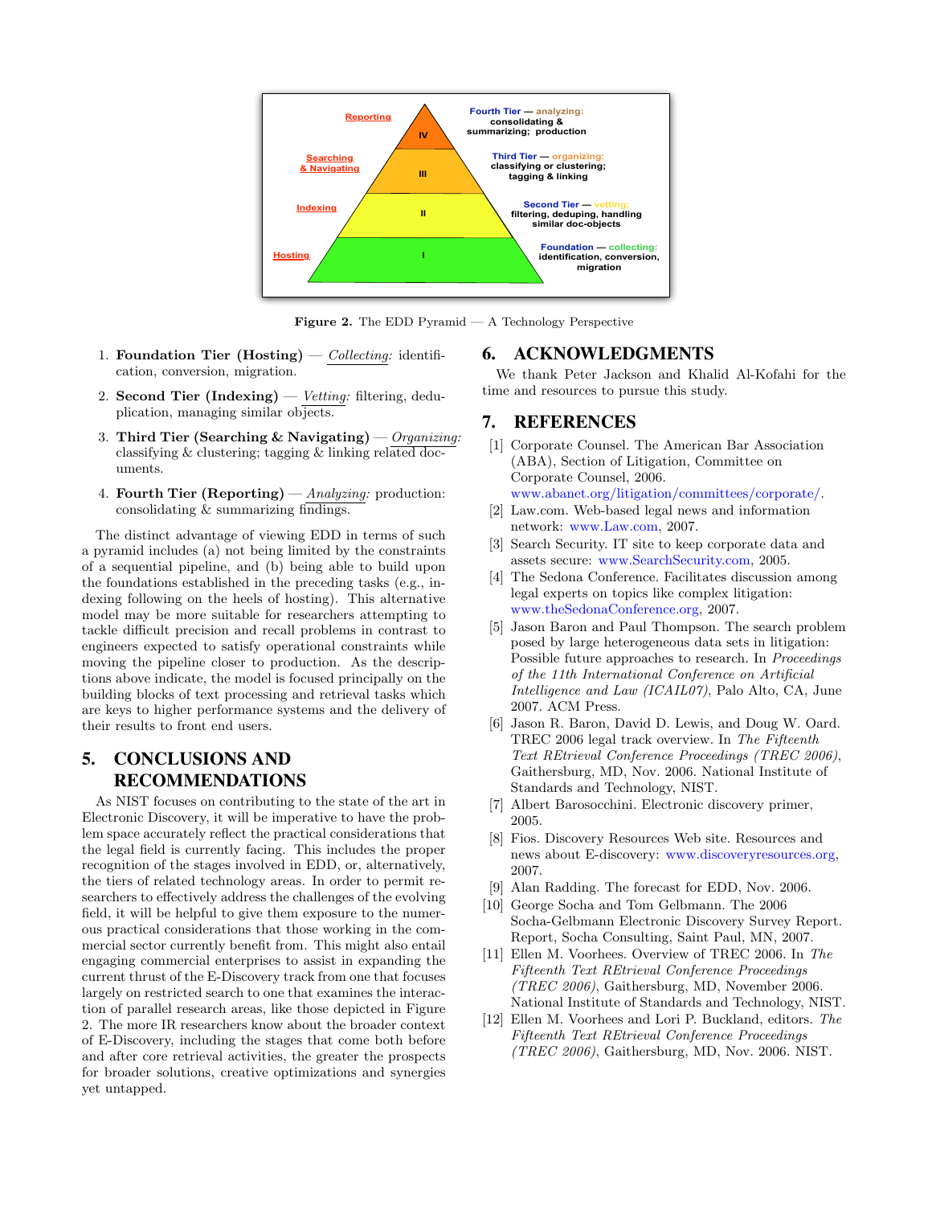Reporting

Searching & Navigating

Indexing

Hosting

IV

III

II

I

Fourth Tier — analyzing: consolidating & summarizing; production

Third Tier — organizing: classifying or clustering; tagging & linking

Second Tier — vetting: filtering, deduping, handling similar doc-objects

Foundation — collecting: identification, conversion, migration

**Figure 2.** The EDD Pyramid — A Technology Perspective

1. **Foundation Tier (Hosting)** — *Collecting:* identification, conversion, migration.
2. **Second Tier (Indexing)** — *Vetting:* filtering, deduplication, managing similar objects.
3. **Third Tier (Searching & Navigating)** — *Organizing:* classifying & clustering; tagging & linking related documents.
4. **Fourth Tier (Reporting)** — *Analyzing:* production: consolidating & summarizing findings.

The distinct advantage of viewing EDD in terms of such a pyramid includes (a) not being limited by the constraints of a sequential pipeline, and (b) being able to build upon the foundations established in the preceding tasks (e.g., indexing following on the heels of hosting). This alternative model may be more suitable for researchers attempting to tackle difficult precision and recall problems in contrast to engineers expected to satisfy operational constraints while moving the pipeline closer to production. As the descriptions above indicate, the model is focused principally on the building blocks of text processing and retrieval tasks which are keys to higher performance systems and the delivery of their results to front end users.

## 5. CONCLUSIONS AND RECOMMENDATIONS

As NIST focuses on contributing to the state of the art in Electronic Discovery, it will be imperative to have the problem space accurately reflect the practical considerations that the legal field is currently facing. This includes the proper recognition of the stages involved in EDD, or, alternatively, the tiers of related technology areas. In order to permit researchers to effectively address the challenges of the evolving field, it will be helpful to give them exposure to the numerous practical considerations that those working in the commercial sector currently benefit from. This might also entail engaging commercial enterprises to assist in expanding the current thrust of the E-Discovery track from one that focuses largely on restricted search to one that examines the interaction of parallel research areas, like those depicted in Figure 2. The more IR researchers know about the broader context of E-Discovery, including the stages that come both before and after core retrieval activities, the greater the prospects for broader solutions, creative optimizations and synergies yet untapped.

## 6. ACKNOWLEDGMENTS

We thank Peter Jackson and Khalid Al-Kofahi for the time and resources to pursue this study.

## 7. REFERENCES

[1] Corporate Counsel. The American Bar Association (ABA), Section of Litigation, Committee on Corporate Counsel, 2006. www.abanet.org/litigation/committees/corporate/.

[2] Law.com. Web-based legal news and information network: www.Law.com, 2007.

[3] Search Security. IT site to keep corporate data and assets secure: www.SearchSecurity.com, 2005.

[4] The Sedona Conference. Facilitates discussion among legal experts on topics like complex litigation: www.theSedonaConference.org, 2007.

[5] Jason Baron and Paul Thompson. The search problem posed by large heterogeneous data sets in litigation: Possible future approaches to research. In *Proceedings of the 11th International Conference on Artificial Intelligence and Law (ICAIL07)*, Palo Alto, CA, June 2007. ACM Press.

[6] Jason R. Baron, David D. Lewis, and Doug W. Oard. TREC 2006 legal track overview. In *The Fifteenth Text REtrieval Conference Proceedings (TREC 2006)*, Gaithersburg, MD, Nov. 2006. National Institute of Standards and Technology, NIST.

[7] Albert Barosocchini. Electronic discovery primer, 2005.

[8] Fios. Discovery Resources Web site. Resources and news about E-discovery: www.discoveryresources.org, 2007.

[9] Alan Radding. The forecast for EDD, Nov. 2006.

[10] George Socha and Tom Gelbmann. The 2006 Socha-Gelbmann Electronic Discovery Survey Report. Report, Socha Consulting, Saint Paul, MN, 2007.

[11] Ellen M. Voorhees. Overview of TREC 2006. In *The Fifteenth Text REtrieval Conference Proceedings (TREC 2006)*, Gaithersburg, MD, November 2006. National Institute of Standards and Technology, NIST.

[12] Ellen M. Voorhees and Lori P. Buckland, editors. *The Fifteenth Text REtrieval Conference Proceedings (TREC 2006)*, Gaithersburg, MD, Nov. 2006. NIST.